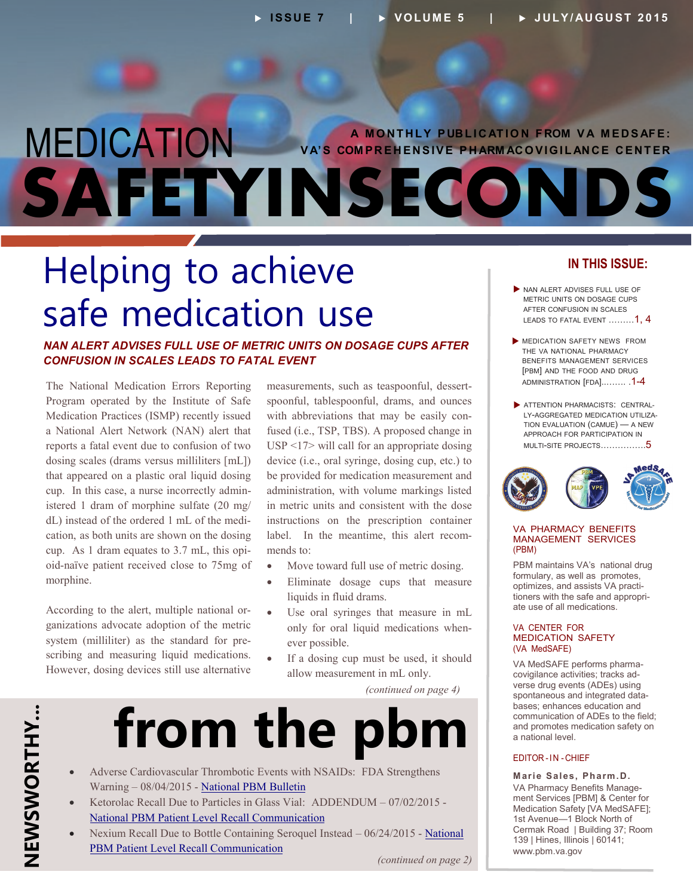ISSUE 7 | VOLUME 5 | JULY/AUGUST 2015

# MEDICATION SAFETYINSECONDS

A MONTHLY PUBLICATION FROM VA MEDSAFE: VA'S COMPREHENSIVE PHARMACOVIGILANCE CENTER

## Helping to achieve safe medication use

### *NAN ALERT ADVISES FULL USE OF METRIC UNITS ON DOSAGE CUPS AFTER CONFUSION IN SCALES LEADS TO FATAL EVENT*

The National Medication Errors Reporting Program operated by the Institute of Safe Medication Practices (ISMP) recently issued a National Alert Network (NAN) alert that reports a fatal event due to confusion of two dosing scales (drams versus milliliters [mL]) that appeared on a plastic oral liquid dosing cup. In this case, a nurse incorrectly administered 1 dram of morphine sulfate (20 mg/dL) instead of the ordered 1 mL of the medication, as both units are shown on the dosing cup. As 1 dram equates to 3.7 mL, this opioid-naïve patient received close to 75mg of morphine.

According to the alert, multiple national organizations advocate adoption of the metric system (milliliter) as the standard for prescribing and measuring liquid medications. However, dosing devices still use alternative measurements, such as teaspoonful, dessertspoonful, tablespoonful, drams, and ounces with abbreviations that may be easily confused (i.e., TSP, TBS). A proposed change in USP <17> will call for an appropriate dosing device (i.e., oral syringe, dosing cup, etc.) to be provided for medication measurement and administration, with volume markings listed in metric units and consistent with the dose instructions on the prescription container label. In the meantime, this alert recommends to:

- Move toward full use of metric dosing.
- Eliminate dosage cups that measure liquids in fluid drams.
- Use oral syringes that measure in mL only for oral liquid medications whenever possible.
- If a dosing cup must be used, it should allow measurement in mL only.

*(continued on page 4)*

## NEWSWORTHY... from the pbm

- Adverse Cardiovascular Thrombotic Events with NSAIDs: FDA Strengthens Warning – 08/04/2015 - National PBM Bulletin
- Ketorolac Recall Due to Particles in Glass Vial: ADDENDUM – 07/02/2015 - National PBM Patient Level Recall Communication
- Nexium Recall Due to Bottle Containing Seroquel Instead – 06/24/2015 - National PBM Patient Level Recall Communication

*(continued on page 2)*

### IN THIS ISSUE:

- NAN ALERT ADVISES FULL USE OF METRIC UNITS ON DOSAGE CUPS AFTER CONFUSION IN SCALES LEADS TO FATAL EVENT .........1, 4
- MEDICATION SAFETY NEWS FROM THE VA NATIONAL PHARMACY BENEFITS MANAGEMENT SERVICES [PBM] AND THE FOOD AND DRUG ADMINISTRATION [FDA]......... .1-4
- ATTENTION PHARMACISTS: CENTRALLY-AGGREGATED MEDICATION UTILIZATION EVALUATION (CAMUE) — A NEW APPROACH FOR PARTICIPATION IN MULTI-SITE PROJECTS................5

**VA PHARMACY BENEFITS MANAGEMENT SERVICES (PBM)**

PBM maintains VA's national drug formulary, as well as promotes, optimizes, and assists VA practitioners with the safe and appropriate use of all medications.

**VA CENTER FOR MEDICATION SAFETY (VA MedSAFE)**

VA MedSAFE performs pharmacovigilance activities; tracks adverse drug events (ADEs) using spontaneous and integrated databases; enhances education and communication of ADEs to the field; and promotes medication safety on a national level.

**EDITOR-IN-CHIEF**

**Marie Sales, Pharm.D.**
VA Pharmacy Benefits Management Services [PBM] & Center for Medication Safety [VA MedSAFE]; 1st Avenue—1 Block North of Cermak Road | Building 37; Room 139 | Hines, Illinois | 60141; www.pbm.va.gov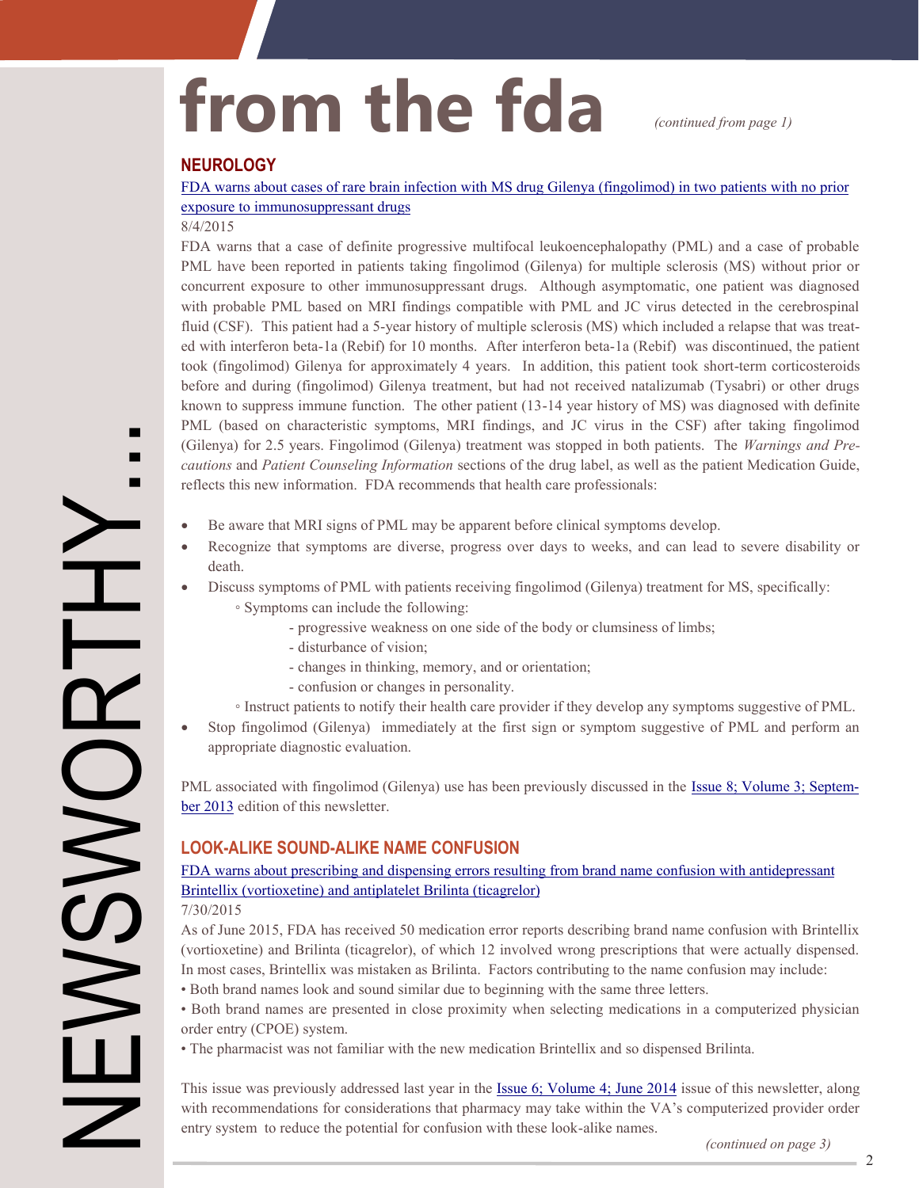# from the fda

*(continued from page 1)*

## NEUROLOGY

[FDA warns about cases of rare brain infection with MS drug Gilenya (fingolimod) in two patients with no prior exposure to immunosuppressant drugs]

8/4/2015

FDA warns that a case of definite progressive multifocal leukoencephalopathy (PML) and a case of probable PML have been reported in patients taking fingolimod (Gilenya) for multiple sclerosis (MS) without prior or concurrent exposure to other immunosuppressant drugs. Although asymptomatic, one patient was diagnosed with probable PML based on MRI findings compatible with PML and JC virus detected in the cerebrospinal fluid (CSF). This patient had a 5-year history of multiple sclerosis (MS) which included a relapse that was treated with interferon beta-1a (Rebif) for 10 months. After interferon beta-1a (Rebif) was discontinued, the patient took (fingolimod) Gilenya for approximately 4 years. In addition, this patient took short-term corticosteroids before and during (fingolimod) Gilenya treatment, but had not received natalizumab (Tysabri) or other drugs known to suppress immune function. The other patient (13-14 year history of MS) was diagnosed with definite PML (based on characteristic symptoms, MRI findings, and JC virus in the CSF) after taking fingolimod (Gilenya) for 2.5 years. Fingolimod (Gilenya) treatment was stopped in both patients. The *Warnings and Precautions* and *Patient Counseling Information* sections of the drug label, as well as the patient Medication Guide, reflects this new information. FDA recommends that health care professionals:

- Be aware that MRI signs of PML may be apparent before clinical symptoms develop.
- Recognize that symptoms are diverse, progress over days to weeks, and can lead to severe disability or death.
- Discuss symptoms of PML with patients receiving fingolimod (Gilenya) treatment for MS, specifically:
    - Symptoms can include the following:
        - progressive weakness on one side of the body or clumsiness of limbs;
        - disturbance of vision;
        - changes in thinking, memory, and or orientation;
        - confusion or changes in personality.
    - Instruct patients to notify their health care provider if they develop any symptoms suggestive of PML.
- Stop fingolimod (Gilenya) immediately at the first sign or symptom suggestive of PML and perform an appropriate diagnostic evaluation.

PML associated with fingolimod (Gilenya) use has been previously discussed in the [Issue 8; Volume 3; September 2013] edition of this newsletter.

## LOOK-ALIKE SOUND-ALIKE NAME CONFUSION

[FDA warns about prescribing and dispensing errors resulting from brand name confusion with antidepressant Brintellix (vortioxetine) and antiplatelet Brilinta (ticagrelor)]

7/30/2015

As of June 2015, FDA has received 50 medication error reports describing brand name confusion with Brintellix (vortioxetine) and Brilinta (ticagrelor), of which 12 involved wrong prescriptions that were actually dispensed. In most cases, Brintellix was mistaken as Brilinta. Factors contributing to the name confusion may include:

- Both brand names look and sound similar due to beginning with the same three letters.
- Both brand names are presented in close proximity when selecting medications in a computerized physician order entry (CPOE) system.
- The pharmacist was not familiar with the new medication Brintellix and so dispensed Brilinta.

This issue was previously addressed last year in the [Issue 6; Volume 4; June 2014] issue of this newsletter, along with recommendations for considerations that pharmacy may take within the VA's computerized provider order entry system to reduce the potential for confusion with these look-alike names.

*(continued on page 3)*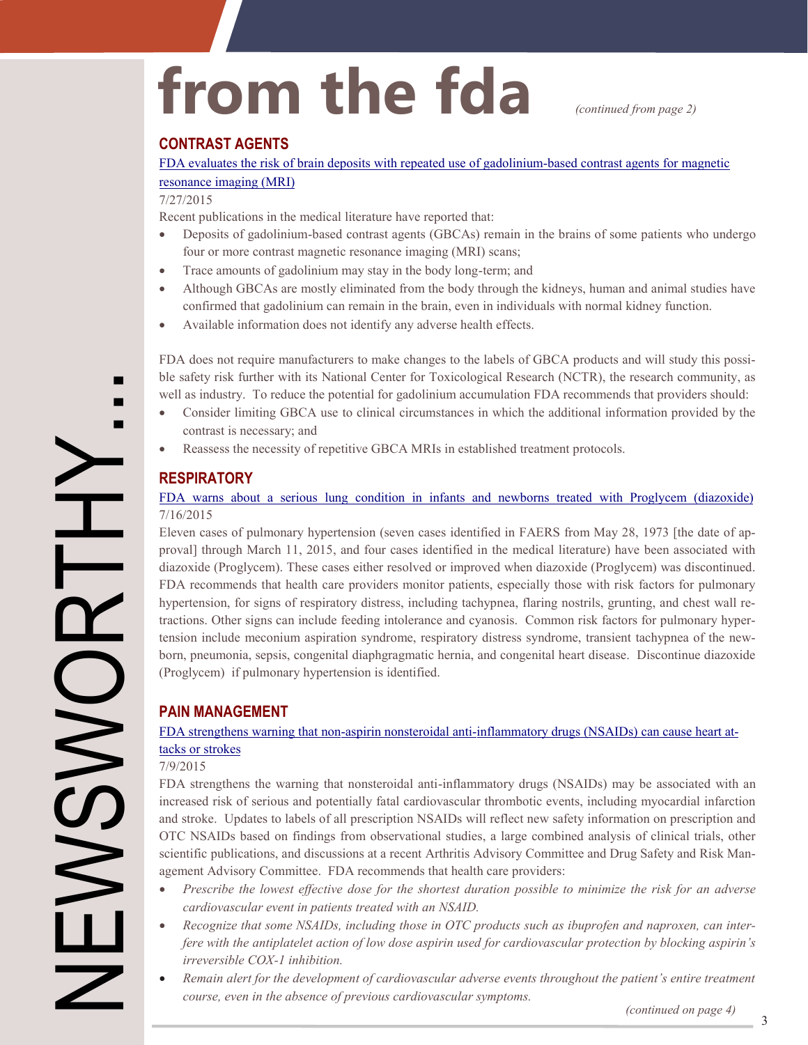# from the fda

*(continued from page 2)*

## CONTRAST AGENTS

FDA evaluates the risk of brain deposits with repeated use of gadolinium-based contrast agents for magnetic resonance imaging (MRI)

7/27/2015

Recent publications in the medical literature have reported that:

- Deposits of gadolinium-based contrast agents (GBCAs) remain in the brains of some patients who undergo four or more contrast magnetic resonance imaging (MRI) scans;
- Trace amounts of gadolinium may stay in the body long-term; and
- Although GBCAs are mostly eliminated from the body through the kidneys, human and animal studies have confirmed that gadolinium can remain in the brain, even in individuals with normal kidney function.
- Available information does not identify any adverse health effects.

FDA does not require manufacturers to make changes to the labels of GBCA products and will study this possible safety risk further with its National Center for Toxicological Research (NCTR), the research community, as well as industry. To reduce the potential for gadolinium accumulation FDA recommends that providers should:

- Consider limiting GBCA use to clinical circumstances in which the additional information provided by the contrast is necessary; and
- Reassess the necessity of repetitive GBCA MRIs in established treatment protocols.

## RESPIRATORY

FDA warns about a serious lung condition in infants and newborns treated with Proglycem (diazoxide)

7/16/2015

Eleven cases of pulmonary hypertension (seven cases identified in FAERS from May 28, 1973 [the date of approval] through March 11, 2015, and four cases identified in the medical literature) have been associated with diazoxide (Proglycem). These cases either resolved or improved when diazoxide (Proglycem) was discontinued. FDA recommends that health care providers monitor patients, especially those with risk factors for pulmonary hypertension, for signs of respiratory distress, including tachypnea, flaring nostrils, grunting, and chest wall retractions. Other signs can include feeding intolerance and cyanosis. Common risk factors for pulmonary hypertension include meconium aspiration syndrome, respiratory distress syndrome, transient tachypnea of the newborn, pneumonia, sepsis, congenital diaphgragmatic hernia, and congenital heart disease. Discontinue diazoxide (Proglycem) if pulmonary hypertension is identified.

## PAIN MANAGEMENT

FDA strengthens warning that non-aspirin nonsteroidal anti-inflammatory drugs (NSAIDs) can cause heart attacks or strokes

7/9/2015

FDA strengthens the warning that nonsteroidal anti-inflammatory drugs (NSAIDs) may be associated with an increased risk of serious and potentially fatal cardiovascular thrombotic events, including myocardial infarction and stroke. Updates to labels of all prescription NSAIDs will reflect new safety information on prescription and OTC NSAIDs based on findings from observational studies, a large combined analysis of clinical trials, other scientific publications, and discussions at a recent Arthritis Advisory Committee and Drug Safety and Risk Management Advisory Committee. FDA recommends that health care providers:

- *Prescribe the lowest effective dose for the shortest duration possible to minimize the risk for an adverse cardiovascular event in patients treated with an NSAID.*
- *Recognize that some NSAIDs, including those in OTC products such as ibuprofen and naproxen, can interfere with the antiplatelet action of low dose aspirin used for cardiovascular protection by blocking aspirin's irreversible COX-1 inhibition.*
- *Remain alert for the development of cardiovascular adverse events throughout the patient's entire treatment course, even in the absence of previous cardiovascular symptoms.*

*(continued on page 4)*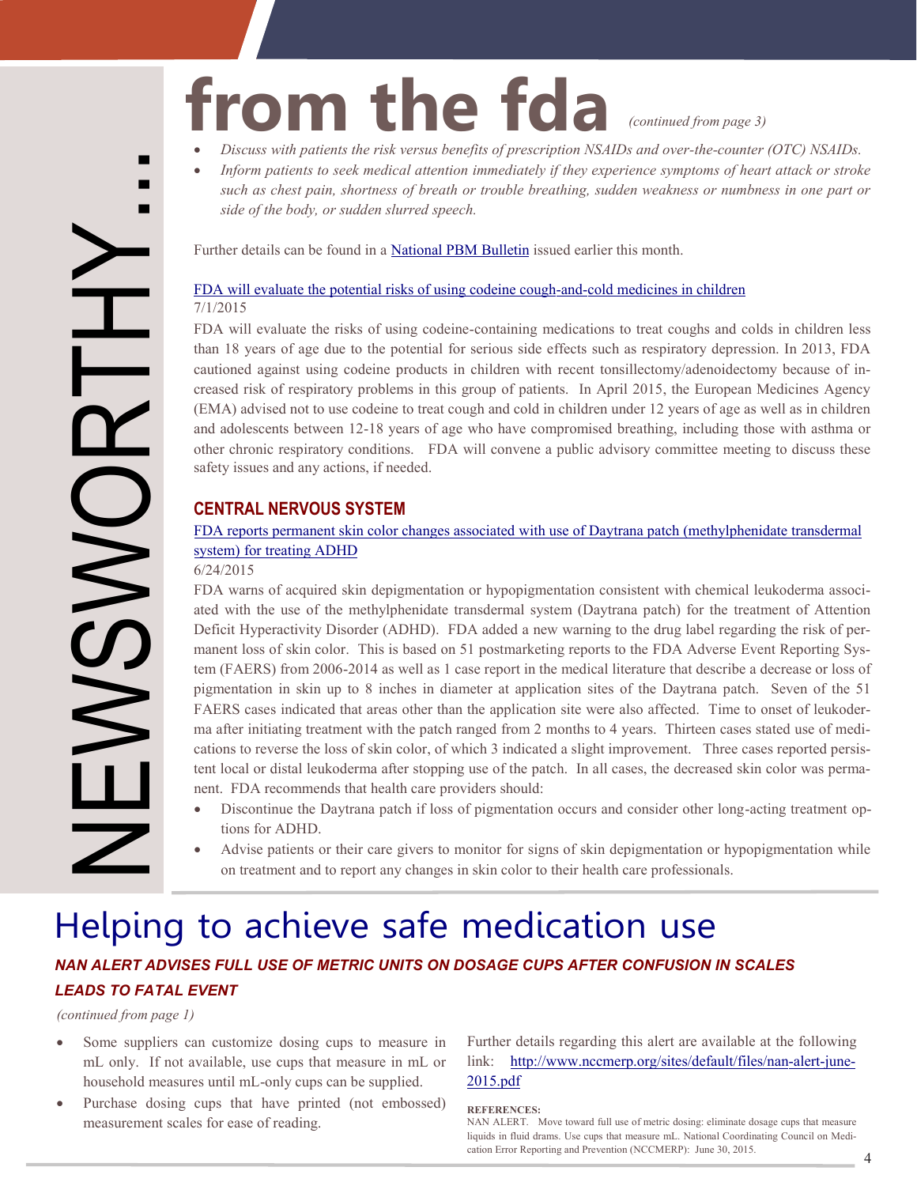# from the fda

*(continued from page 3)*

- *Discuss with patients the risk versus benefits of prescription NSAIDs and over-the-counter (OTC) NSAIDs.*
- *Inform patients to seek medical attention immediately if they experience symptoms of heart attack or stroke such as chest pain, shortness of breath or trouble breathing, sudden weakness or numbness in one part or side of the body, or sudden slurred speech.*

Further details can be found in a National PBM Bulletin issued earlier this month.

FDA will evaluate the potential risks of using codeine cough-and-cold medicines in children
7/1/2015

FDA will evaluate the risks of using codeine-containing medications to treat coughs and colds in children less than 18 years of age due to the potential for serious side effects such as respiratory depression. In 2013, FDA cautioned against using codeine products in children with recent tonsillectomy/adenoidectomy because of increased risk of respiratory problems in this group of patients. In April 2015, the European Medicines Agency (EMA) advised not to use codeine to treat cough and cold in children under 12 years of age as well as in children and adolescents between 12-18 years of age who have compromised breathing, including those with asthma or other chronic respiratory conditions. FDA will convene a public advisory committee meeting to discuss these safety issues and any actions, if needed.

## CENTRAL NERVOUS SYSTEM

FDA reports permanent skin color changes associated with use of Daytrana patch (methylphenidate transdermal system) for treating ADHD
6/24/2015

FDA warns of acquired skin depigmentation or hypopigmentation consistent with chemical leukoderma associated with the use of the methylphenidate transdermal system (Daytrana patch) for the treatment of Attention Deficit Hyperactivity Disorder (ADHD). FDA added a new warning to the drug label regarding the risk of permanent loss of skin color. This is based on 51 postmarketing reports to the FDA Adverse Event Reporting System (FAERS) from 2006-2014 as well as 1 case report in the medical literature that describe a decrease or loss of pigmentation in skin up to 8 inches in diameter at application sites of the Daytrana patch. Seven of the 51 FAERS cases indicated that areas other than the application site were also affected. Time to onset of leukoderma after initiating treatment with the patch ranged from 2 months to 4 years. Thirteen cases stated use of medications to reverse the loss of skin color, of which 3 indicated a slight improvement. Three cases reported persistent local or distal leukoderma after stopping use of the patch. In all cases, the decreased skin color was permanent. FDA recommends that health care providers should:

- Discontinue the Daytrana patch if loss of pigmentation occurs and consider other long-acting treatment options for ADHD.
- Advise patients or their care givers to monitor for signs of skin depigmentation or hypopigmentation while on treatment and to report any changes in skin color to their health care professionals.

# Helping to achieve safe medication use

### *NAN ALERT ADVISES FULL USE OF METRIC UNITS ON DOSAGE CUPS AFTER CONFUSION IN SCALES LEADS TO FATAL EVENT*

*(continued from page 1)*

- Some suppliers can customize dosing cups to measure in mL only. If not available, use cups that measure in mL or household measures until mL-only cups can be supplied.
- Purchase dosing cups that have printed (not embossed) measurement scales for ease of reading.

Further details regarding this alert are available at the following link: http://www.nccmerp.org/sites/default/files/nan-alert-june-2015.pdf

**REFERENCES:**

NAN ALERT. Move toward full use of metric dosing: eliminate dosage cups that measure liquids in fluid drams. Use cups that measure mL. National Coordinating Council on Medication Error Reporting and Prevention (NCCMERP): June 30, 2015.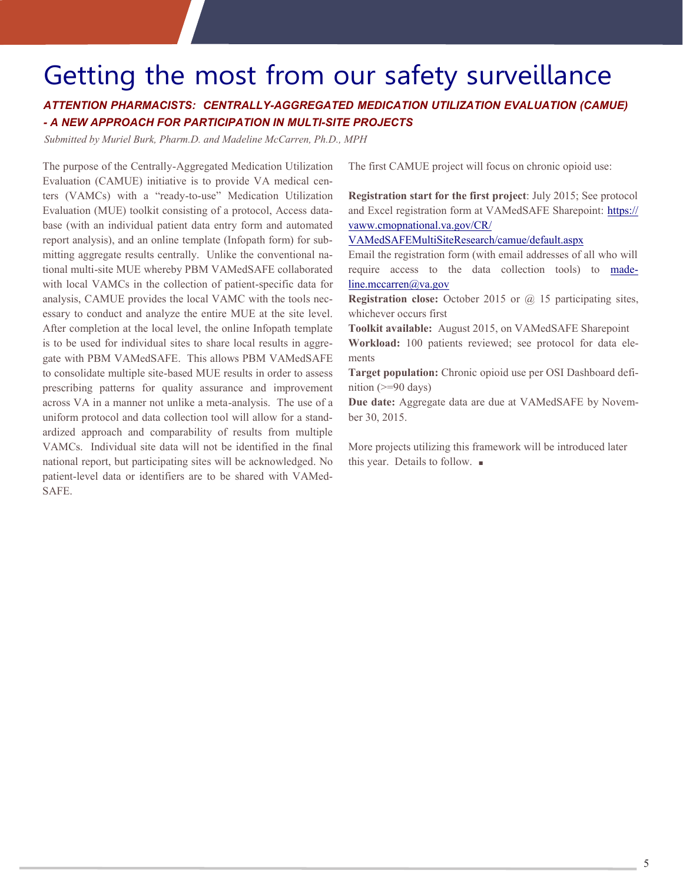# Getting the most from our safety surveillance

***ATTENTION PHARMACISTS: CENTRALLY-AGGREGATED MEDICATION UTILIZATION EVALUATION (CAMUE) - A NEW APPROACH FOR PARTICIPATION IN MULTI-SITE PROJECTS***

*Submitted by Muriel Burk, Pharm.D. and Madeline McCarren, Ph.D., MPH*

The purpose of the Centrally-Aggregated Medication Utilization Evaluation (CAMUE) initiative is to provide VA medical centers (VAMCs) with a "ready-to-use" Medication Utilization Evaluation (MUE) toolkit consisting of a protocol, Access database (with an individual patient data entry form and automated report analysis), and an online template (Infopath form) for submitting aggregate results centrally. Unlike the conventional national multi-site MUE whereby PBM VAMedSAFE collaborated with local VAMCs in the collection of patient-specific data for analysis, CAMUE provides the local VAMC with the tools necessary to conduct and analyze the entire MUE at the site level. After completion at the local level, the online Infopath template is to be used for individual sites to share local results in aggregate with PBM VAMedSAFE. This allows PBM VAMedSAFE to consolidate multiple site-based MUE results in order to assess prescribing patterns for quality assurance and improvement across VA in a manner not unlike a meta-analysis. The use of a uniform protocol and data collection tool will allow for a standardized approach and comparability of results from multiple VAMCs. Individual site data will not be identified in the final national report, but participating sites will be acknowledged. No patient-level data or identifiers are to be shared with VAMedSAFE.

The first CAMUE project will focus on chronic opioid use:

**Registration start for the first project**: July 2015; See protocol and Excel registration form at VAMedSAFE Sharepoint: https://vaww.cmopnational.va.gov/CR/VAMedSAFEMultiSiteResearch/camue/default.aspx
Email the registration form (with email addresses of all who will require access to the data collection tools) to madeline.mccarren@va.gov

**Registration close:** October 2015 or @ 15 participating sites, whichever occurs first

**Toolkit available:** August 2015, on VAMedSAFE Sharepoint

**Workload:** 100 patients reviewed; see protocol for data elements

**Target population:** Chronic opioid use per OSI Dashboard definition (>=90 days)

**Due date:** Aggregate data are due at VAMedSAFE by November 30, 2015.

More projects utilizing this framework will be introduced later this year. Details to follow. ■